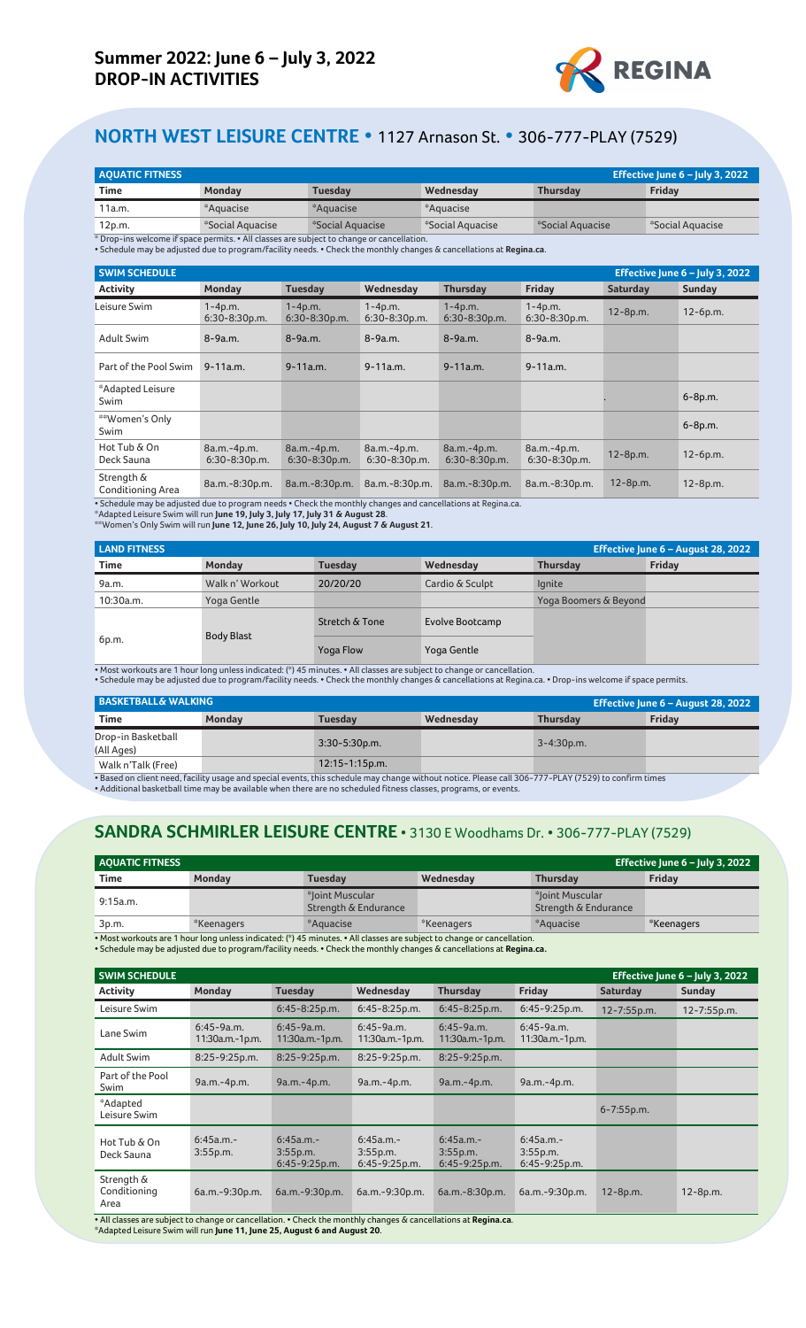# Summer 2022: June 6 – July 3, 2022
# DROP-IN ACTIVITIES

REGINA

## NORTH WEST LEISURE CENTRE • 1127 Arnason St. • 306-777-PLAY (7529)

**AQUATIC FITNESS** — Effective June 6 – July 3, 2022

| Time | Monday | Tuesday | Wednesday | Thursday | Friday |
|---|---|---|---|---|---|
| 11a.m. | *Aquacise | *Aquacise | *Aquacise | | |
| 12p.m. | *Social Aquacise | *Social Aquacise | *Social Aquacise | *Social Aquacise | *Social Aquacise |

* Drop-ins welcome if space permits. • All classes are subject to change or cancellation.
• Schedule may be adjusted due to program/facility needs. • Check the monthly changes & cancellations at **Regina.ca**.

**SWIM SCHEDULE** — Effective June 6 – July 3, 2022

| Activity | Monday | Tuesday | Wednesday | Thursday | Friday | Saturday | Sunday |
|---|---|---|---|---|---|---|---|
| Leisure Swim | 1-4p.m. 6:30-8:30p.m. | 1-4p.m. 6:30-8:30p.m. | 1-4p.m. 6:30-8:30p.m. | 1-4p.m. 6:30-8:30p.m. | 1-4p.m. 6:30-8:30p.m. | 12-8p.m. | 12-6p.m. |
| Adult Swim | 8-9a.m. | 8-9a.m. | 8-9a.m. | 8-9a.m. | 8-9a.m. | | |
| Part of the Pool Swim | 9-11a.m. | 9-11a.m. | 9-11a.m. | 9-11a.m. | 9-11a.m. | | |
| *Adapted Leisure Swim | | | | | | | 6-8p.m. |
| **Women's Only Swim | | | | | | | 6-8p.m. |
| Hot Tub & On Deck Sauna | 8a.m.-4p.m. 6:30-8:30p.m. | 8a.m.-4p.m. 6:30-8:30p.m. | 8a.m.-4p.m. 6:30-8:30p.m. | 8a.m.-4p.m. 6:30-8:30p.m. | 8a.m.-4p.m. 6:30-8:30p.m. | 12-8p.m. | 12-6p.m. |
| Strength & Conditioning Area | 8a.m.-8:30p.m. | 8a.m.-8:30p.m. | 8a.m.-8:30p.m. | 8a.m.-8:30p.m. | 8a.m.-8:30p.m. | 12-8p.m. | 12-8p.m. |

• Schedule may be adjusted due to program needs • Check the monthly changes and cancellations at Regina.ca.
*Adapted Leisure Swim will run **June 19, July 3, July 17, July 31 & August 28**.
**Women's Only Swim will run **June 12, June 26, July 10, July 24, August 7 & August 21**.

**LAND FITNESS** — Effective June 6 – August 28, 2022

| Time | Monday | Tuesday | Wednesday | Thursday | Friday |
|---|---|---|---|---|---|
| 9a.m. | Walk n' Workout | 20/20/20 | Cardio & Sculpt | Ignite | |
| 10:30a.m. | Yoga Gentle | | | Yoga Boomers & Beyond | |
| 6p.m. | Body Blast | Stretch & Tone | Evolve Bootcamp | | |
| | | Yoga Flow | Yoga Gentle | | |

• Most workouts are 1 hour long unless indicated: (°) 45 minutes. • All classes are subject to change or cancellation.
• Schedule may be adjusted due to program/facility needs. • Check the monthly changes & cancellations at Regina.ca. • Drop-ins welcome if space permits.

**BASKETBALL& WALKING** — Effective June 6 – August 28, 2022

| Time | Monday | Tuesday | Wednesday | Thursday | Friday |
|---|---|---|---|---|---|
| Drop-in Basketball (All Ages) | | 3:30-5:30p.m. | | 3-4:30p.m. | |
| Walk n'Talk (Free) | | 12:15-1:15p.m. | | | |

• Based on client need, facility usage and special events, this schedule may change without notice. Please call 306-777-PLAY (7529) to confirm times
• Additional basketball time may be available when there are no scheduled fitness classes, programs, or events.

## SANDRA SCHMIRLER LEISURE CENTRE • 3130 E Woodhams Dr. • 306-777-PLAY (7529)

**AQUATIC FITNESS** — Effective June 6 – July 3, 2022

| Time | Monday | Tuesday | Wednesday | Thursday | Friday |
|---|---|---|---|---|---|
| 9:15a.m. | | *Joint Muscular Strength & Endurance | | *Joint Muscular Strength & Endurance | |
| 3p.m. | *Keenagers | *Aquacise | *Keenagers | *Aquacise | *Keenagers |

• Most workouts are 1 hour long unless indicated: (°) 45 minutes. • All classes are subject to change or cancellation.
• Schedule may be adjusted due to program/facility needs. • Check the monthly changes & cancellations at **Regina.ca.**

**SWIM SCHEDULE** — Effective June 6 – July 3, 2022

| Activity | Monday | Tuesday | Wednesday | Thursday | Friday | Saturday | Sunday |
|---|---|---|---|---|---|---|---|
| Leisure Swim | | 6:45-8:25p.m. | 6:45-8:25p.m. | 6:45-8:25p.m. | 6:45-9:25p.m. | 12-7:55p.m. | 12-7:55p.m. |
| Lane Swim | 6:45-9a.m. 11:30a.m.-1p.m. | 6:45-9a.m. 11:30a.m.-1p.m. | 6:45-9a.m. 11:30a.m.-1p.m. | 6:45-9a.m. 11:30a.m.-1p.m. | 6:45-9a.m. 11:30a.m.-1p.m. | | |
| Adult Swim | 8:25-9:25p.m. | 8:25-9:25p.m. | 8:25-9:25p.m. | 8:25-9:25p.m. | | | |
| Part of the Pool Swim | 9a.m.-4p.m. | 9a.m.-4p.m. | 9a.m.-4p.m. | 9a.m.-4p.m. | 9a.m.-4p.m. | | |
| *Adapted Leisure Swim | | | | | | 6-7:55p.m. | |
| Hot Tub & On Deck Sauna | 6:45a.m.-3:55p.m. | 6:45a.m.-3:55p.m. 6:45-9:25p.m. | 6:45a.m.-3:55p.m. 6:45-9:25p.m. | 6:45a.m.-3:55p.m. 6:45-9:25p.m. | 6:45a.m.-3:55p.m. 6:45-9:25p.m. | | |
| Strength & Conditioning Area | 6a.m.-9:30p.m. | 6a.m.-9:30p.m. | 6a.m.-9:30p.m. | 6a.m.-8:30p.m. | 6a.m.-9:30p.m. | 12-8p.m. | 12-8p.m. |

• All classes are subject to change or cancellation. • Check the monthly changes & cancellations at **Regina.ca**.
*Adapted Leisure Swim will run **June 11, June 25, August 6 and August 20**.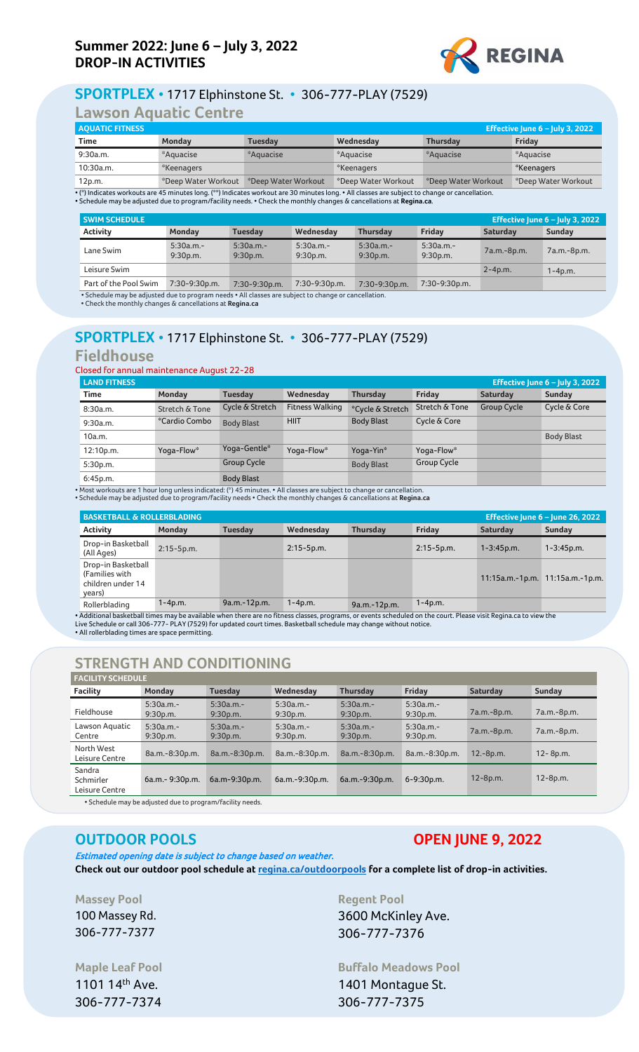## Summer 2022: June 6 – July 3, 2022
## DROP-IN ACTIVITIES

REGINA

## SPORTPLEX • 1717 Elphinstone St. • 306-777-PLAY (7529)

### Lawson Aquatic Centre

**AQUATIC FITNESS** — Effective June 6 – July 3, 2022

| Time | Monday | Tuesday | Wednesday | Thursday | Friday |
|---|---|---|---|---|---|
| 9:30a.m. | *Aquacise | *Aquacise | *Aquacise | *Aquacise | *Aquacise |
| 10:30a.m. | *Keenagers | | *Keenagers | | *Keenagers |
| 12p.m. | *Deep Water Workout | *Deep Water Workout | *Deep Water Workout | *Deep Water Workout | *Deep Water Workout |

• (*) Indicates workouts are 45 minutes long. (**) Indicates workout are 30 minutes long. • All classes are subject to change or cancellation.
• Schedule may be adjusted due to program/facility needs. • Check the monthly changes & cancellations at **Regina.ca**.

**SWIM SCHEDULE** — Effective June 6 – July 3, 2022

| Activity | Monday | Tuesday | Wednesday | Thursday | Friday | Saturday | Sunday |
|---|---|---|---|---|---|---|---|
| Lane Swim | 5:30a.m.-9:30p.m. | 5:30a.m.-9:30p.m. | 5:30a.m.-9:30p.m. | 5:30a.m.-9:30p.m. | 5:30a.m.-9:30p.m. | 7a.m.-8p.m. | 7a.m.-8p.m. |
| Leisure Swim | | | | | | 2-4p.m. | 1-4p.m. |
| Part of the Pool Swim | 7:30-9:30p.m. | 7:30-9:30p.m. | 7:30-9:30p.m. | 7:30-9:30p.m. | 7:30-9:30p.m. | | |

• Schedule may be adjusted due to program needs • All classes are subject to change or cancellation.
• Check the monthly changes & cancellations at **Regina.ca**

## SPORTPLEX • 1717 Elphinstone St. • 306-777-PLAY (7529)

### Fieldhouse

Closed for annual maintenance August 22-28

**LAND FITNESS** — Effective June 6 – July 3, 2022

| Time | Monday | Tuesday | Wednesday | Thursday | Friday | Saturday | Sunday |
|---|---|---|---|---|---|---|---|
| 8:30a.m. | Stretch & Tone | Cycle & Stretch | Fitness Walking | *Cycle & Stretch | Stretch & Tone | Group Cycle | Cycle & Core |
| 9:30a.m. | *Cardio Combo | Body Blast | HIIT | Body Blast | Cycle & Core | | |
| 10a.m. | | | | | | | Body Blast |
| 12:10p.m. | Yoga-Flow* | Yoga-Gentle* | Yoga-Flow* | Yoga-Yin* | Yoga-Flow* | | |
| 5:30p.m. | | Group Cycle | | Body Blast | Group Cycle | | |
| 6:45p.m. | | Body Blast | | | | | |

• Most workouts are 1 hour long unless indicated: (*) 45 minutes. • All classes are subject to change or cancellation.
• Schedule may be adjusted due to program/facility needs • Check the monthly changes & cancellations at **Regina.ca**

**BASKETBALL & ROLLERBLADING** — Effective June 6 – June 26, 2022

| Activity | Monday | Tuesday | Wednesday | Thursday | Friday | Saturday | Sunday |
|---|---|---|---|---|---|---|---|
| Drop-in Basketball (All Ages) | 2:15-5p.m. | | 2:15-5p.m. | | 2:15-5p.m. | 1-3:45p.m. | 1-3:45p.m. |
| Drop-in Basketball (Families with children under 14 years) | | | | | | 11:15a.m.-1p.m. | 11:15a.m.-1p.m. |
| Rollerblading | 1-4p.m. | 9a.m.-12p.m. | 1-4p.m. | 9a.m.-12p.m. | 1-4p.m. | | |

• Additional basketball times may be available when there are no fitness classes, programs, or events scheduled on the court. Please visit Regina.ca to view the Live Schedule or call 306-777- PLAY (7529) for updated court times. Basketball schedule may change without notice.
• All rollerblading times are space permitting.

## STRENGTH AND CONDITIONING

**FACILITY SCHEDULE**

| Facility | Monday | Tuesday | Wednesday | Thursday | Friday | Saturday | Sunday |
|---|---|---|---|---|---|---|---|
| Fieldhouse | 5:30a.m.-9:30p.m. | 5:30a.m.-9:30p.m. | 5:30a.m.-9:30p.m. | 5:30a.m.-9:30p.m. | 5:30a.m.-9:30p.m. | 7a.m.-8p.m. | 7a.m.-8p.m. |
| Lawson Aquatic Centre | 5:30a.m.-9:30p.m. | 5:30a.m.-9:30p.m. | 5:30a.m.-9:30p.m. | 5:30a.m.-9:30p.m. | 5:30a.m.-9:30p.m. | 7a.m.-8p.m. | 7a.m.-8p.m. |
| North West Leisure Centre | 8a.m.-8:30p.m. | 8a.m.-8:30p.m. | 8a.m.-8:30p.m. | 8a.m.-8:30p.m. | 8a.m.-8:30p.m. | 12.-8p.m. | 12- 8p.m. |
| Sandra Schmirler Leisure Centre | 6a.m.- 9:30p.m. | 6a.m-9:30p.m. | 6a.m.-9:30p.m. | 6a.m.-9:30p.m. | 6-9:30p.m. | 12-8p.m. | 12-8p.m. |

• Schedule may be adjusted due to program/facility needs.

## OUTDOOR POOLS — OPEN JUNE 9, 2022

*Estimated opening date is subject to change based on weather.*

**Check out our outdoor pool schedule at regina.ca/outdoorpools for a complete list of drop-in activities.**

**Massey Pool**
100 Massey Rd.
306-777-7377

**Regent Pool**
3600 McKinley Ave.
306-777-7376

**Maple Leaf Pool**
1101 14th Ave.
306-777-7374

**Buffalo Meadows Pool**
1401 Montague St.
306-777-7375